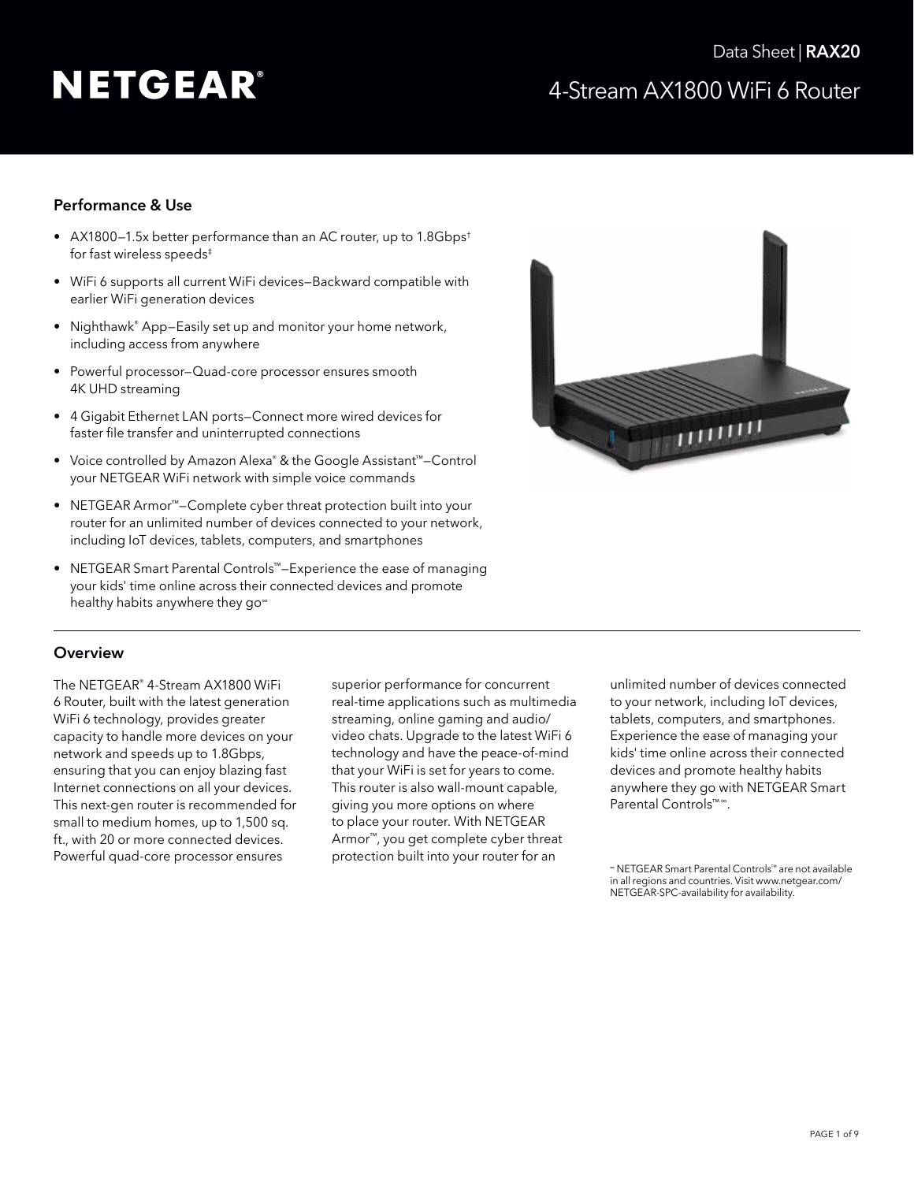Data Sheet | **RAX20**

# NETGEAR®

## 4-Stream AX1800 WiFi 6 Router

### Performance & Use

- AX1800—1.5x better performance than an AC router, up to 1.8Gbps† for fast wireless speeds‡
- WiFi 6 supports all current WiFi devices—Backward compatible with earlier WiFi generation devices
- Nighthawk® App—Easily set up and monitor your home network, including access from anywhere
- Powerful processor—Quad-core processor ensures smooth 4K UHD streaming
- 4 Gigabit Ethernet LAN ports—Connect more wired devices for faster file transfer and uninterrupted connections
- Voice controlled by Amazon Alexa® & the Google Assistant™—Control your NETGEAR WiFi network with simple voice commands
- NETGEAR Armor™—Complete cyber threat protection built into your router for an unlimited number of devices connected to your network, including IoT devices, tablets, computers, and smartphones
- NETGEAR Smart Parental Controls™—Experience the ease of managing your kids' time online across their connected devices and promote healthy habits anywhere they go∞

### Overview

The NETGEAR® 4-Stream AX1800 WiFi 6 Router, built with the latest generation WiFi 6 technology, provides greater capacity to handle more devices on your network and speeds up to 1.8Gbps, ensuring that you can enjoy blazing fast Internet connections on all your devices. This next-gen router is recommended for small to medium homes, up to 1,500 sq. ft., with 20 or more connected devices. Powerful quad-core processor ensures superior performance for concurrent real-time applications such as multimedia streaming, online gaming and audio/video chats. Upgrade to the latest WiFi 6 technology and have the peace-of-mind that your WiFi is set for years to come. This router is also wall-mount capable, giving you more options on where to place your router. With NETGEAR Armor™, you get complete cyber threat protection built into your router for an unlimited number of devices connected to your network, including IoT devices, tablets, computers, and smartphones. Experience the ease of managing your kids' time online across their connected devices and promote healthy habits anywhere they go with NETGEAR Smart Parental Controls™∞.

∞ NETGEAR Smart Parental Controls™ are not available in all regions and countries. Visit www.netgear.com/NETGEAR-SPC-availability for availability.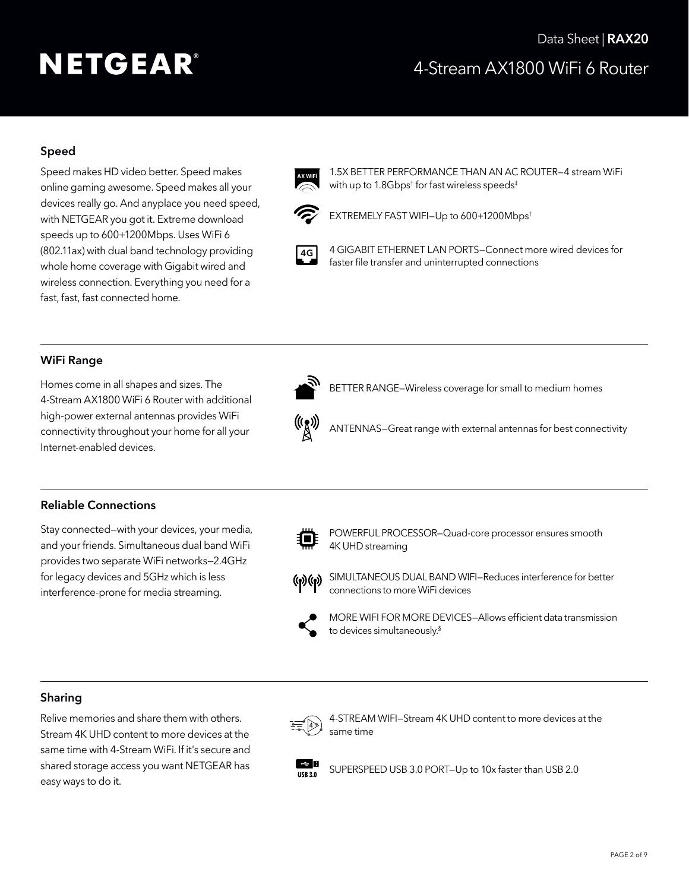## Speed

Speed makes HD video better. Speed makes online gaming awesome. Speed makes all your devices really go. And anyplace you need speed, with NETGEAR you got it. Extreme download speeds up to 600+1200Mbps. Uses WiFi 6 (802.11ax) with dual band technology providing whole home coverage with Gigabit wired and wireless connection. Everything you need for a fast, fast, fast connected home.

- 1.5X BETTER PERFORMANCE THAN AN AC ROUTER—4 stream WiFi with up to 1.8Gbps† for fast wireless speeds‡
- EXTREMELY FAST WIFI—Up to 600+1200Mbps†
- 4 GIGABIT ETHERNET LAN PORTS—Connect more wired devices for faster file transfer and uninterrupted connections

## WiFi Range

Homes come in all shapes and sizes. The 4-Stream AX1800 WiFi 6 Router with additional high-power external antennas provides WiFi connectivity throughout your home for all your Internet-enabled devices.

- BETTER RANGE—Wireless coverage for small to medium homes
- ANTENNAS—Great range with external antennas for best connectivity

## Reliable Connections

Stay connected—with your devices, your media, and your friends. Simultaneous dual band WiFi provides two separate WiFi networks—2.4GHz for legacy devices and 5GHz which is less interference-prone for media streaming.

- POWERFUL PROCESSOR—Quad-core processor ensures smooth 4K UHD streaming
- SIMULTANEOUS DUAL BAND WIFI—Reduces interference for better connections to more WiFi devices
- MORE WIFI FOR MORE DEVICES—Allows efficient data transmission to devices simultaneously.§

## Sharing

Relive memories and share them with others. Stream 4K UHD content to more devices at the same time with 4-Stream WiFi. If it's secure and shared storage access you want NETGEAR has easy ways to do it.

- 4-STREAM WIFI—Stream 4K UHD content to more devices at the same time
- SUPERSPEED USB 3.0 PORT—Up to 10x faster than USB 2.0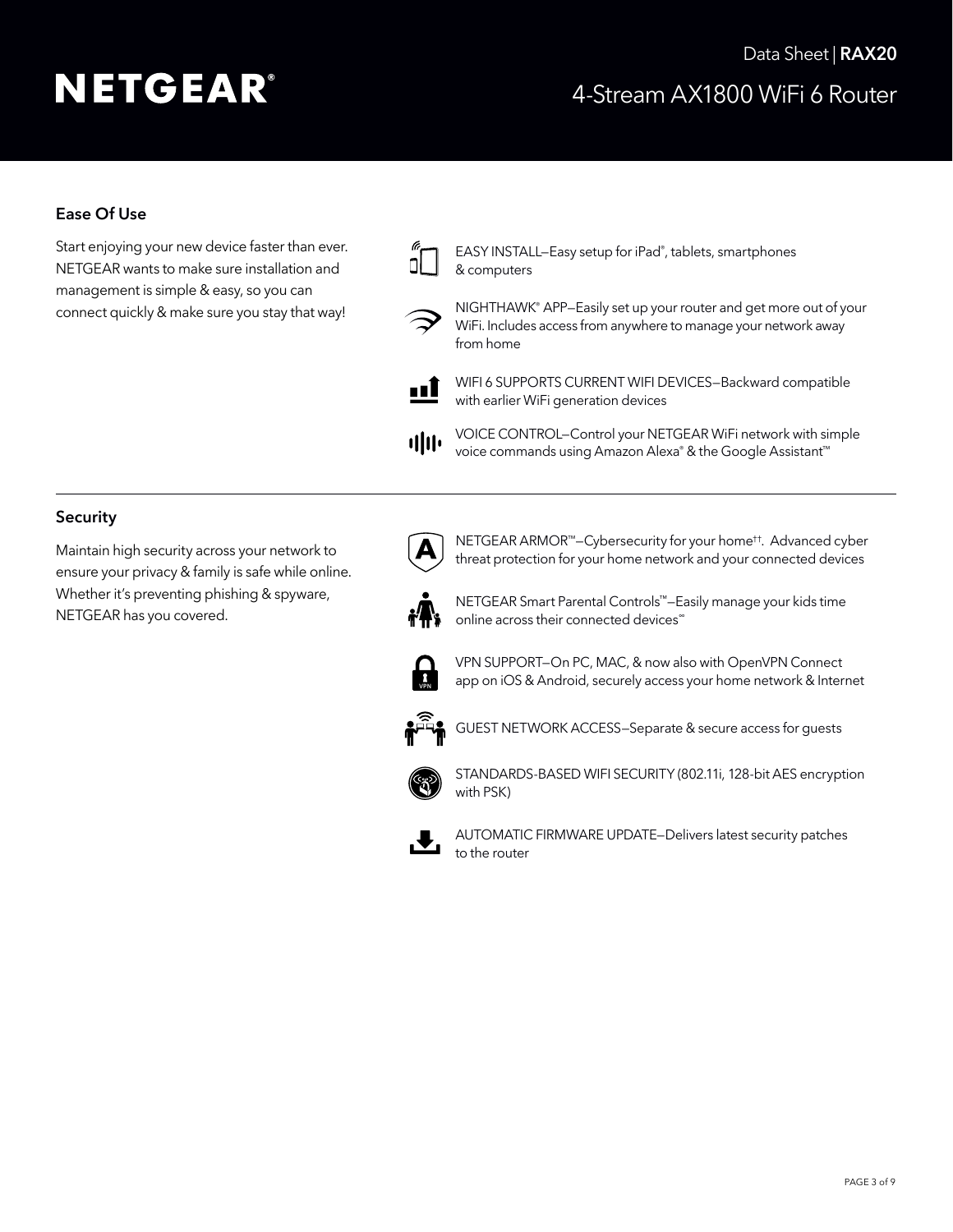## Ease Of Use

Start enjoying your new device faster than ever. NETGEAR wants to make sure installation and management is simple & easy, so you can connect quickly & make sure you stay that way!

- EASY INSTALL—Easy setup for iPad®, tablets, smartphones & computers
- NIGHTHAWK® APP—Easily set up your router and get more out of your WiFi. Includes access from anywhere to manage your network away from home
- WIFI 6 SUPPORTS CURRENT WIFI DEVICES—Backward compatible with earlier WiFi generation devices
- VOICE CONTROL—Control your NETGEAR WiFi network with simple voice commands using Amazon Alexa® & the Google Assistant™

---

## Security

Maintain high security across your network to ensure your privacy & family is safe while online. Whether it's preventing phishing & spyware, NETGEAR has you covered.

- NETGEAR ARMOR™—Cybersecurity for your home[††]. Advanced cyber threat protection for your home network and your connected devices
- NETGEAR Smart Parental Controls™—Easily manage your kids time online across their connected devices[∞]
- VPN SUPPORT—On PC, MAC, & now also with OpenVPN Connect app on iOS & Android, securely access your home network & Internet
- GUEST NETWORK ACCESS—Separate & secure access for guests
- STANDARDS-BASED WIFI SECURITY (802.11i, 128-bit AES encryption with PSK)
- AUTOMATIC FIRMWARE UPDATE—Delivers latest security patches to the router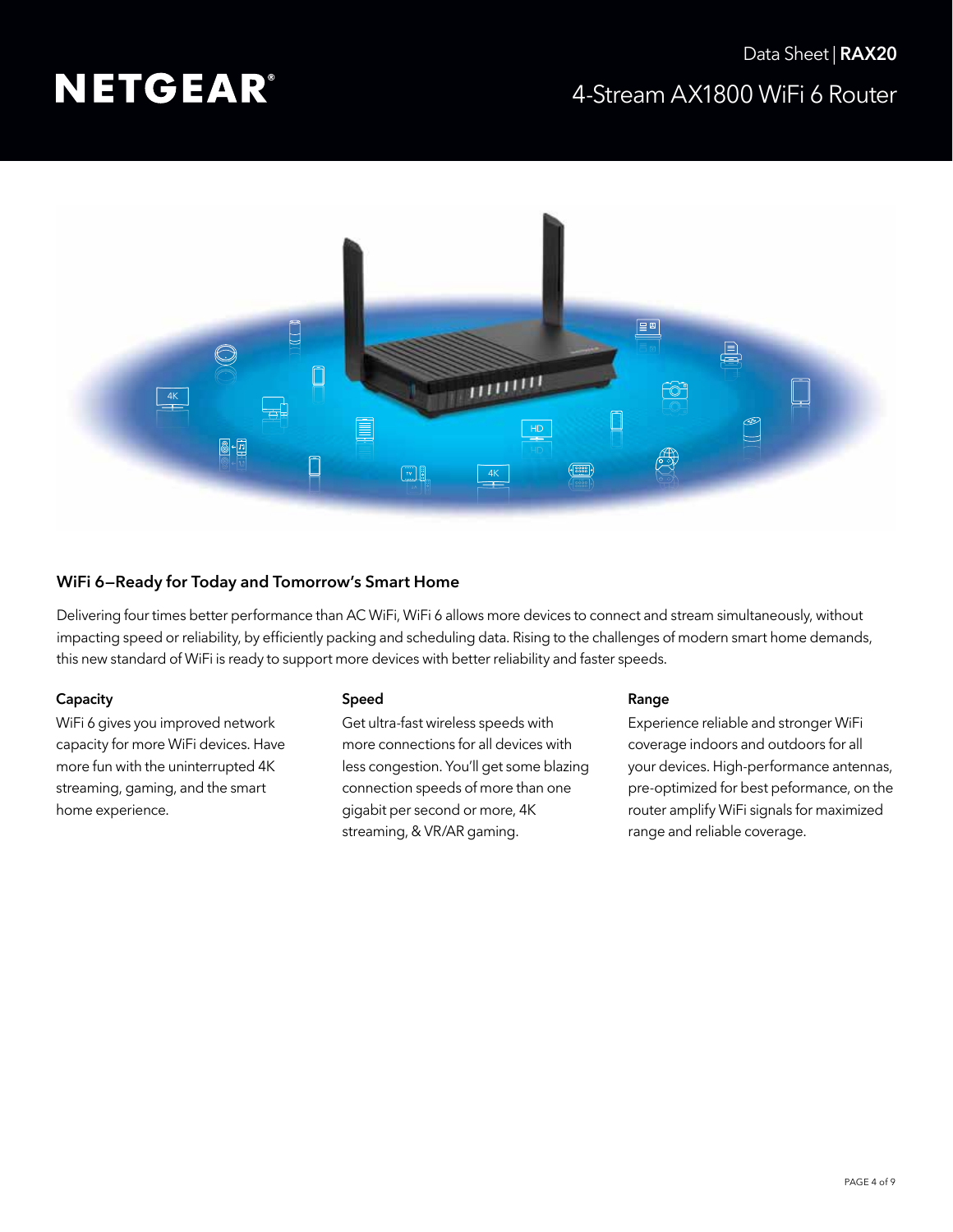# NETGEAR

Data Sheet | **RAX20**

4-Stream AX1800 WiFi 6 Router

## WiFi 6—Ready for Today and Tomorrow's Smart Home

Delivering four times better performance than AC WiFi, WiFi 6 allows more devices to connect and stream simultaneously, without impacting speed or reliability, by efficiently packing and scheduling data. Rising to the challenges of modern smart home demands, this new standard of WiFi is ready to support more devices with better reliability and faster speeds.

### Capacity

WiFi 6 gives you improved network capacity for more WiFi devices. Have more fun with the uninterrupted 4K streaming, gaming, and the smart home experience.

### Speed

Get ultra-fast wireless speeds with more connections for all devices with less congestion. You'll get some blazing connection speeds of more than one gigabit per second or more, 4K streaming, & VR/AR gaming.

### Range

Experience reliable and stronger WiFi coverage indoors and outdoors for all your devices. High-performance antennas, pre-optimized for best peformance, on the router amplify WiFi signals for maximized range and reliable coverage.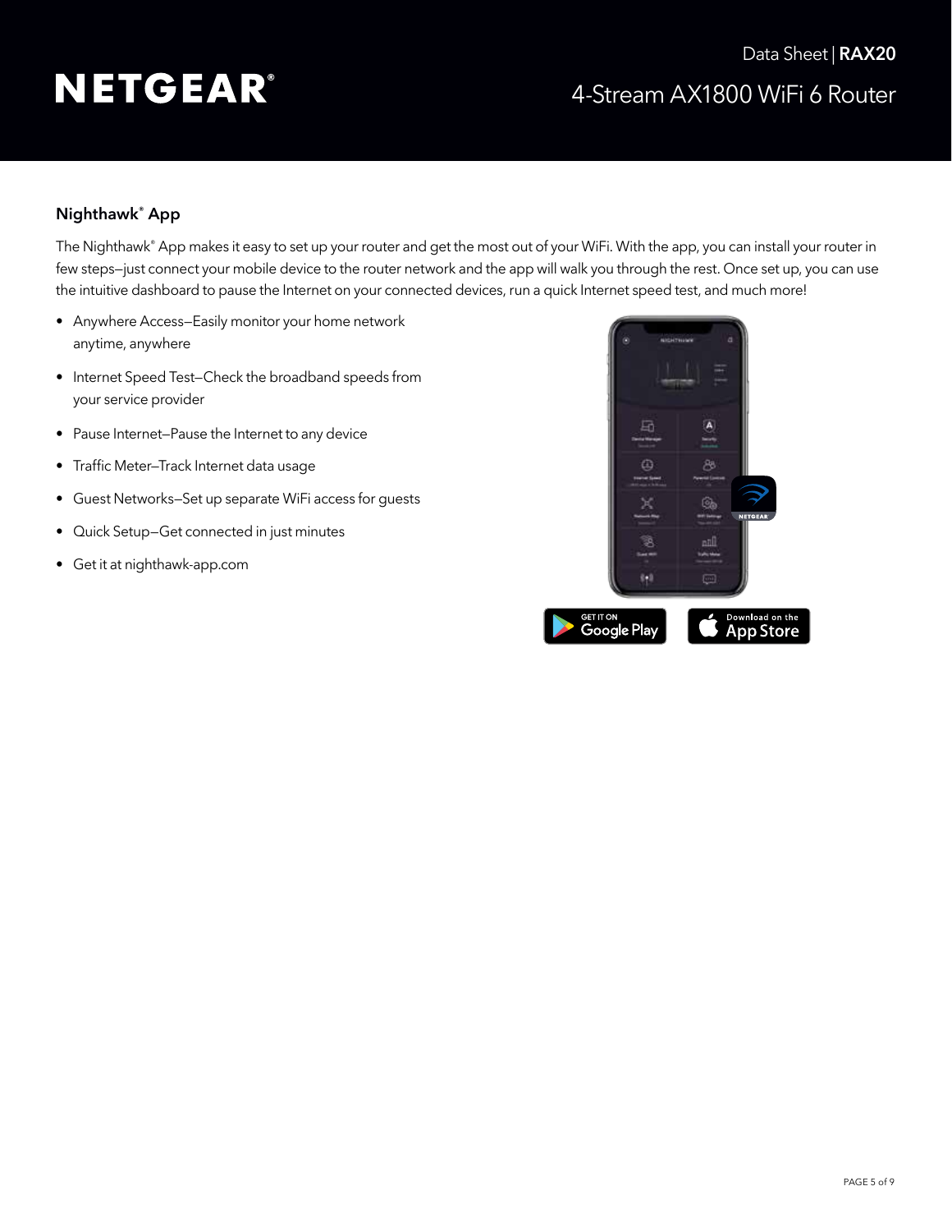## Nighthawk® App

The Nighthawk® App makes it easy to set up your router and get the most out of your WiFi. With the app, you can install your router in few steps—just connect your mobile device to the router network and the app will walk you through the rest. Once set up, you can use the intuitive dashboard to pause the Internet on your connected devices, run a quick Internet speed test, and much more!

- Anywhere Access—Easily monitor your home network anytime, anywhere
- Internet Speed Test—Check the broadband speeds from your service provider
- Pause Internet—Pause the Internet to any device
- Traffic Meter—Track Internet data usage
- Guest Networks—Set up separate WiFi access for guests
- Quick Setup—Get connected in just minutes
- Get it at nighthawk-app.com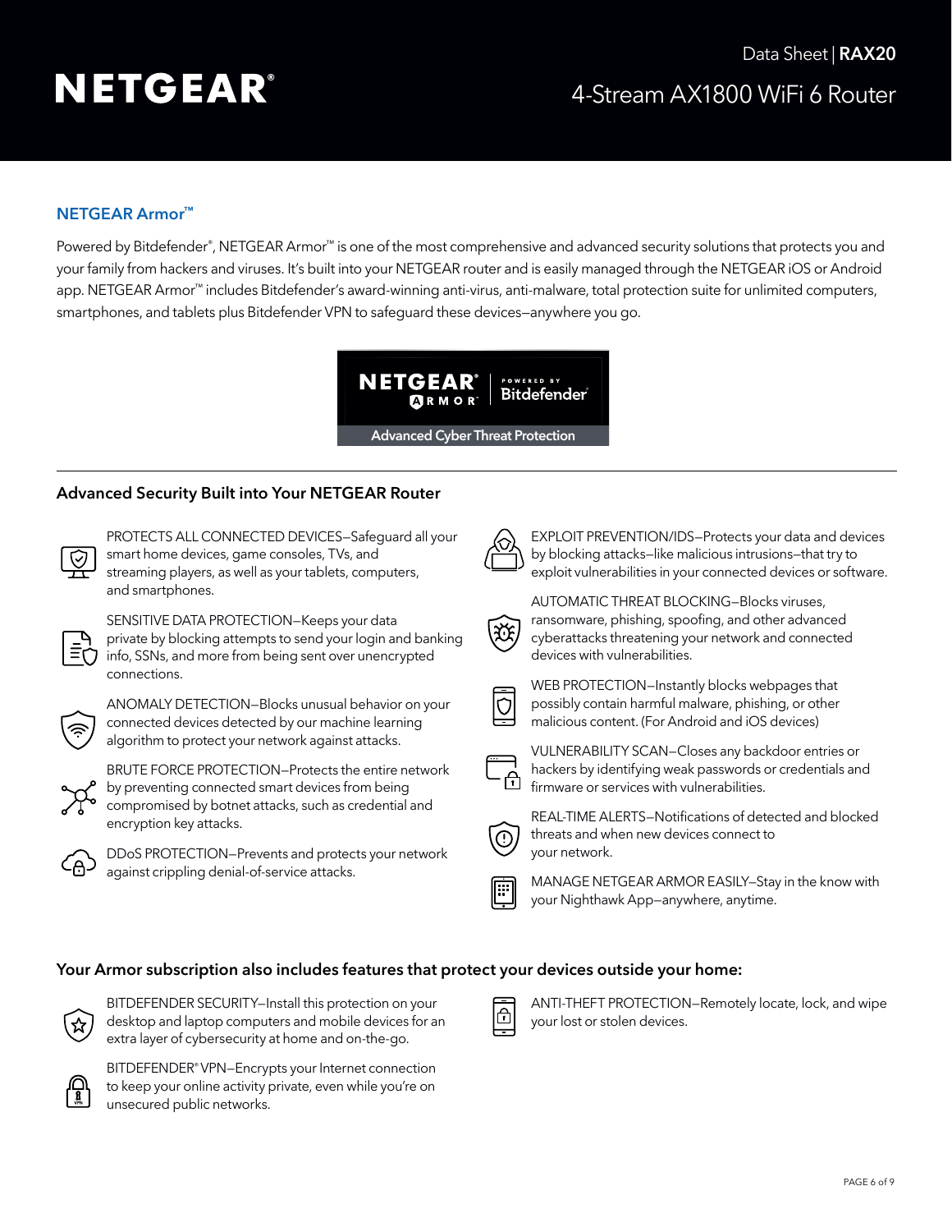## NETGEAR Armor™

Powered by Bitdefender®, NETGEAR Armor™ is one of the most comprehensive and advanced security solutions that protects you and your family from hackers and viruses. It's built into your NETGEAR router and is easily managed through the NETGEAR iOS or Android app. NETGEAR Armor™ includes Bitdefender's award-winning anti-virus, anti-malware, total protection suite for unlimited computers, smartphones, and tablets plus Bitdefender VPN to safeguard these devices—anywhere you go.

NETGEAR ARMOR | POWERED BY Bitdefender

Advanced Cyber Threat Protection

### Advanced Security Built into Your NETGEAR Router

- PROTECTS ALL CONNECTED DEVICES—Safeguard all your smart home devices, game consoles, TVs, and streaming players, as well as your tablets, computers, and smartphones.
- SENSITIVE DATA PROTECTION—Keeps your data private by blocking attempts to send your login and banking info, SSNs, and more from being sent over unencrypted connections.
- ANOMALY DETECTION—Blocks unusual behavior on your connected devices detected by our machine learning algorithm to protect your network against attacks.
- BRUTE FORCE PROTECTION—Protects the entire network by preventing connected smart devices from being compromised by botnet attacks, such as credential and encryption key attacks.
- DDoS PROTECTION—Prevents and protects your network against crippling denial-of-service attacks.
- EXPLOIT PREVENTION/IDS—Protects your data and devices by blocking attacks—like malicious intrusions—that try to exploit vulnerabilities in your connected devices or software.
- AUTOMATIC THREAT BLOCKING—Blocks viruses, ransomware, phishing, spoofing, and other advanced cyberattacks threatening your network and connected devices with vulnerabilities.
- WEB PROTECTION—Instantly blocks webpages that possibly contain harmful malware, phishing, or other malicious content. (For Android and iOS devices)
- VULNERABILITY SCAN—Closes any backdoor entries or hackers by identifying weak passwords or credentials and firmware or services with vulnerabilities.
- REAL-TIME ALERTS—Notifications of detected and blocked threats and when new devices connect to your network.
- MANAGE NETGEAR ARMOR EASILY—Stay in the know with your Nighthawk App—anywhere, anytime.

### Your Armor subscription also includes features that protect your devices outside your home:

- BITDEFENDER SECURITY—Install this protection on your desktop and laptop computers and mobile devices for an extra layer of cybersecurity at home and on-the-go.
- BITDEFENDER® VPN—Encrypts your Internet connection to keep your online activity private, even while you're on unsecured public networks.
- ANTI-THEFT PROTECTION—Remotely locate, lock, and wipe your lost or stolen devices.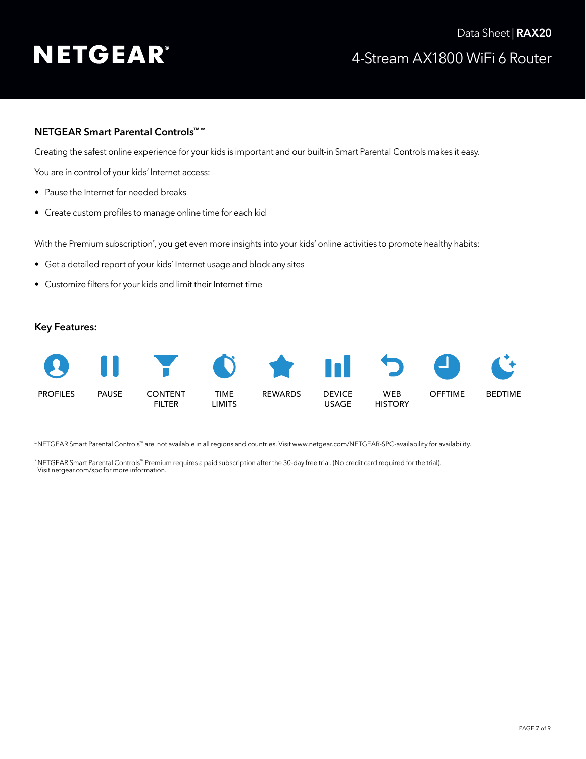## NETGEAR Smart Parental Controls™ ∞

Creating the safest online experience for your kids is important and our built-in Smart Parental Controls makes it easy.

You are in control of your kids' Internet access:

- Pause the Internet for needed breaks
- Create custom profiles to manage online time for each kid

With the Premium subscription*, you get even more insights into your kids' online activities to promote healthy habits:

- Get a detailed report of your kids' Internet usage and block any sites
- Customize filters for your kids and limit their Internet time

### Key Features:

PROFILES | PAUSE | CONTENT FILTER | TIME LIMITS | REWARDS | DEVICE USAGE | WEB HISTORY | OFFTIME | BEDTIME

∞NETGEAR Smart Parental Controls™ are not available in all regions and countries. Visit www.netgear.com/NETGEAR-SPC-availability for availability.

* NETGEAR Smart Parental Controls™ Premium requires a paid subscription after the 30-day free trial. (No credit card required for the trial). Visit netgear.com/spc for more information.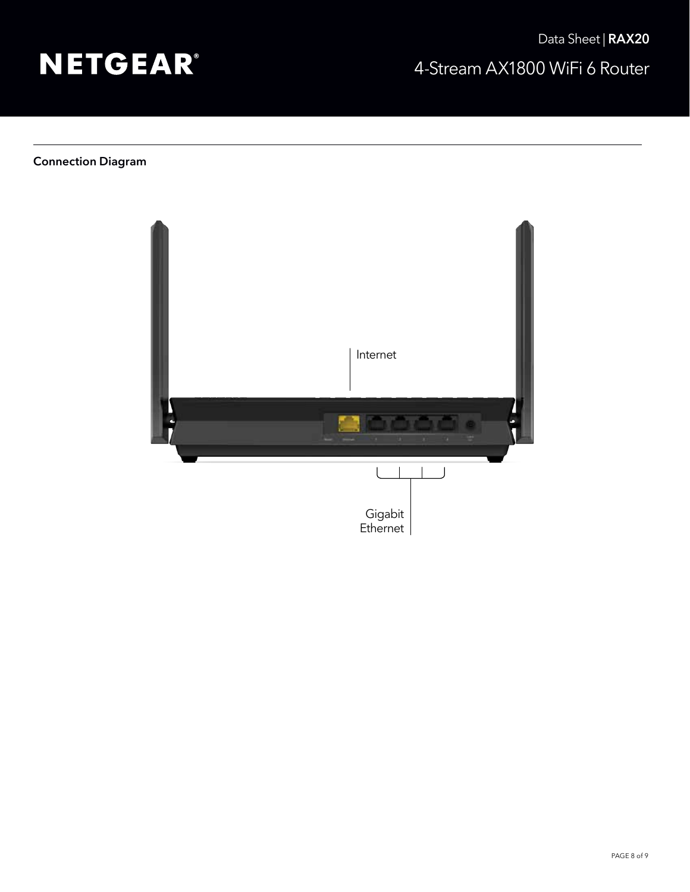## Connection Diagram

Internet

Gigabit
Ethernet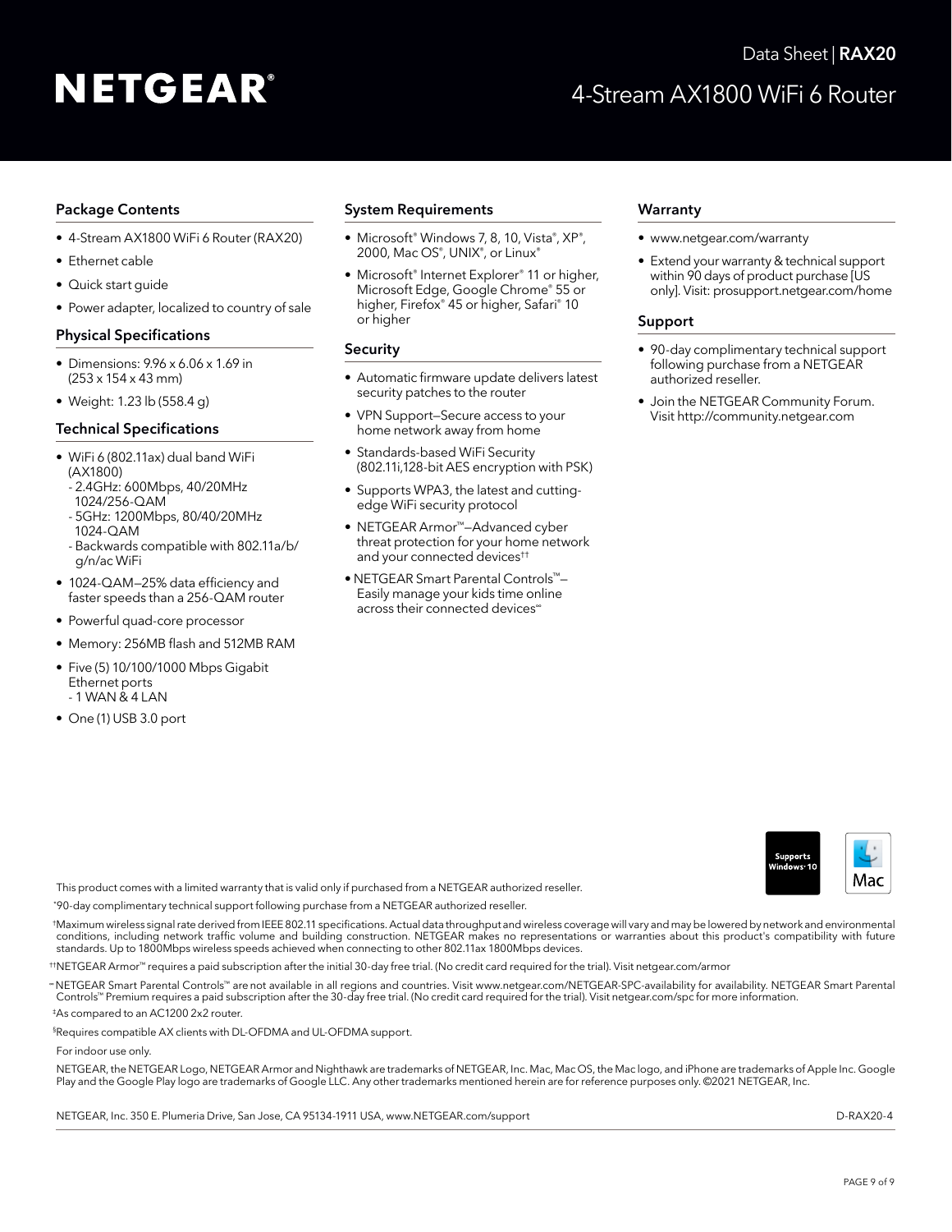Data Sheet | **RAX20**

# NETGEAR®

## 4-Stream AX1800 WiFi 6 Router

### Package Contents

- 4-Stream AX1800 WiFi 6 Router (RAX20)
- Ethernet cable
- Quick start guide
- Power adapter, localized to country of sale

### Physical Specifications

- Dimensions: 9.96 x 6.06 x 1.69 in (253 x 154 x 43 mm)
- Weight: 1.23 lb (558.4 g)

### Technical Specifications

- WiFi 6 (802.11ax) dual band WiFi (AX1800)
  - 2.4GHz: 600Mbps, 40/20MHz 1024/256-QAM
  - 5GHz: 1200Mbps, 80/40/20MHz 1024-QAM
  - Backwards compatible with 802.11a/b/g/n/ac WiFi
- 1024-QAM—25% data efficiency and faster speeds than a 256-QAM router
- Powerful quad-core processor
- Memory: 256MB flash and 512MB RAM
- Five (5) 10/100/1000 Mbps Gigabit Ethernet ports
  - 1 WAN & 4 LAN
- One (1) USB 3.0 port

### System Requirements

- Microsoft® Windows 7, 8, 10, Vista®, XP®, 2000, Mac OS®, UNIX®, or Linux®
- Microsoft® Internet Explorer® 11 or higher, Microsoft Edge, Google Chrome® 55 or higher, Firefox® 45 or higher, Safari® 10 or higher

### Security

- Automatic firmware update delivers latest security patches to the router
- VPN Support—Secure access to your home network away from home
- Standards-based WiFi Security (802.11i,128-bit AES encryption with PSK)
- Supports WPA3, the latest and cutting-edge WiFi security protocol
- NETGEAR Armor™—Advanced cyber threat protection for your home network and your connected devices††
- NETGEAR Smart Parental Controls™—Easily manage your kids time online across their connected devices∞

### Warranty

- www.netgear.com/warranty
- Extend your warranty & technical support within 90 days of product purchase [US only]. Visit: prosupport.netgear.com/home

### Support

- 90-day complimentary technical support following purchase from a NETGEAR authorized reseller.
- Join the NETGEAR Community Forum. Visit http://community.netgear.com

Supports Windows 10

Mac

This product comes with a limited warranty that is valid only if purchased from a NETGEAR authorized reseller.

*90-day complimentary technical support following purchase from a NETGEAR authorized reseller.

†Maximum wireless signal rate derived from IEEE 802.11 specifications. Actual data throughput and wireless coverage will vary and may be lowered by network and environmental conditions, including network traffic volume and building construction. NETGEAR makes no representations or warranties about this product's compatibility with future standards. Up to 1800Mbps wireless speeds achieved when connecting to other 802.11ax 1800Mbps devices.

††NETGEAR Armor™ requires a paid subscription after the initial 30-day free trial. (No credit card required for the trial). Visit netgear.com/armor

∞NETGEAR Smart Parental Controls™ are not available in all regions and countries. Visit www.netgear.com/NETGEAR-SPC-availability for availability. NETGEAR Smart Parental Controls™ Premium requires a paid subscription after the 30-day free trial. (No credit card required for the trial). Visit netgear.com/spc for more information.

‡As compared to an AC1200 2x2 router.

§Requires compatible AX clients with DL-OFDMA and UL-OFDMA support.

For indoor use only.

NETGEAR, the NETGEAR Logo, NETGEAR Armor and Nighthawk are trademarks of NETGEAR, Inc. Mac, Mac OS, the Mac logo, and iPhone are trademarks of Apple Inc. Google Play and the Google Play logo are trademarks of Google LLC. Any other trademarks mentioned herein are for reference purposes only. ©2021 NETGEAR, Inc.

NETGEAR, Inc. 350 E. Plumeria Drive, San Jose, CA 95134-1911 USA, www.NETGEAR.com/support

D-RAX20-4